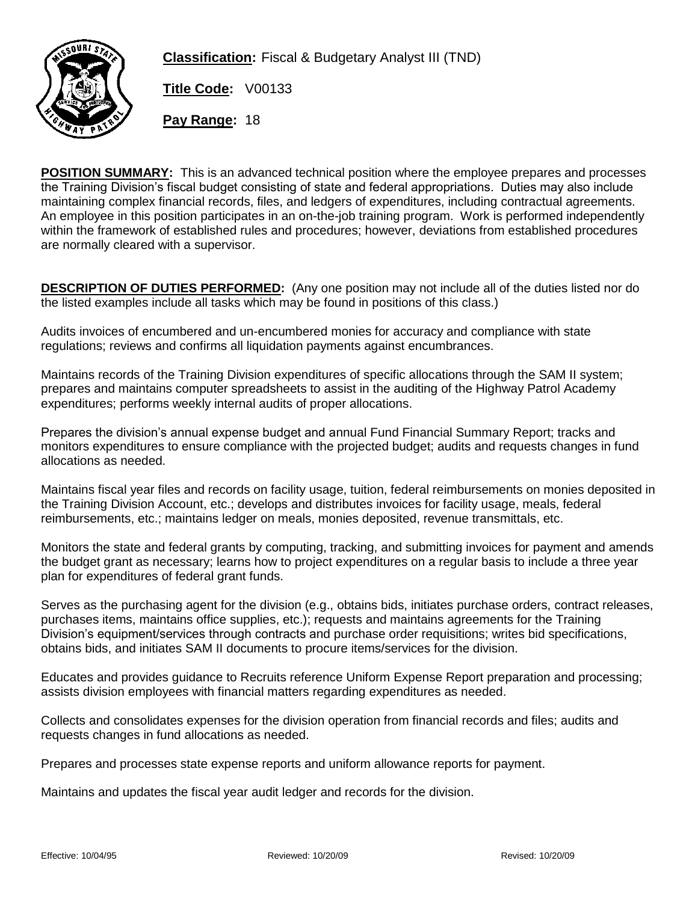**Classification:** Fiscal & Budgetary Analyst III (TND)

**Title Code:** V00133

**Pay Range:** 18

**POSITION SUMMARY:** This is an advanced technical position where the employee prepares and processes the Training Division's fiscal budget consisting of state and federal appropriations. Duties may also include maintaining complex financial records, files, and ledgers of expenditures, including contractual agreements. An employee in this position participates in an on-the-job training program. Work is performed independently within the framework of established rules and procedures; however, deviations from established procedures are normally cleared with a supervisor.

**DESCRIPTION OF DUTIES PERFORMED:** (Any one position may not include all of the duties listed nor do the listed examples include all tasks which may be found in positions of this class.)

Audits invoices of encumbered and un-encumbered monies for accuracy and compliance with state regulations; reviews and confirms all liquidation payments against encumbrances.

Maintains records of the Training Division expenditures of specific allocations through the SAM II system; prepares and maintains computer spreadsheets to assist in the auditing of the Highway Patrol Academy expenditures; performs weekly internal audits of proper allocations.

Prepares the division's annual expense budget and annual Fund Financial Summary Report; tracks and monitors expenditures to ensure compliance with the projected budget; audits and requests changes in fund allocations as needed.

Maintains fiscal year files and records on facility usage, tuition, federal reimbursements on monies deposited in the Training Division Account, etc.; develops and distributes invoices for facility usage, meals, federal reimbursements, etc.; maintains ledger on meals, monies deposited, revenue transmittals, etc.

Monitors the state and federal grants by computing, tracking, and submitting invoices for payment and amends the budget grant as necessary; learns how to project expenditures on a regular basis to include a three year plan for expenditures of federal grant funds.

Serves as the purchasing agent for the division (e.g., obtains bids, initiates purchase orders, contract releases, purchases items, maintains office supplies, etc.); requests and maintains agreements for the Training Division's equipment/services through contracts and purchase order requisitions; writes bid specifications, obtains bids, and initiates SAM II documents to procure items/services for the division.

Educates and provides guidance to Recruits reference Uniform Expense Report preparation and processing; assists division employees with financial matters regarding expenditures as needed.

Collects and consolidates expenses for the division operation from financial records and files; audits and requests changes in fund allocations as needed.

Prepares and processes state expense reports and uniform allowance reports for payment.

Maintains and updates the fiscal year audit ledger and records for the division.

Effective: 10/04/95 Reviewed: 10/20/09 Revised: 10/20/09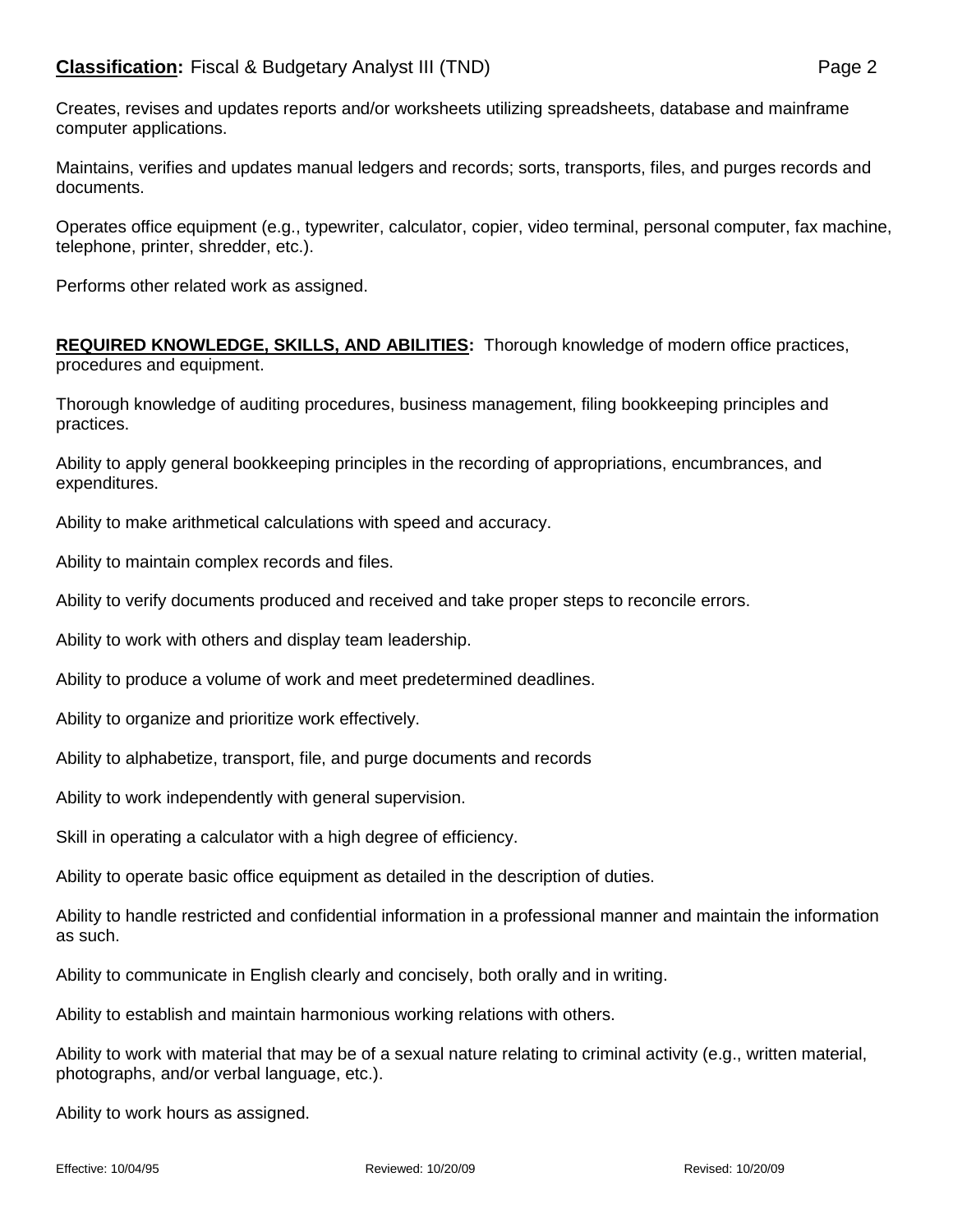Creates, revises and updates reports and/or worksheets utilizing spreadsheets, database and mainframe computer applications.

Maintains, verifies and updates manual ledgers and records; sorts, transports, files, and purges records and documents.

Operates office equipment (e.g., typewriter, calculator, copier, video terminal, personal computer, fax machine, telephone, printer, shredder, etc.).

Performs other related work as assigned.

**REQUIRED KNOWLEDGE, SKILLS, AND ABILITIES:** Thorough knowledge of modern office practices, procedures and equipment.

Thorough knowledge of auditing procedures, business management, filing bookkeeping principles and practices.

Ability to apply general bookkeeping principles in the recording of appropriations, encumbrances, and expenditures.

Ability to make arithmetical calculations with speed and accuracy.

Ability to maintain complex records and files.

Ability to verify documents produced and received and take proper steps to reconcile errors.

Ability to work with others and display team leadership.

Ability to produce a volume of work and meet predetermined deadlines.

Ability to organize and prioritize work effectively.

Ability to alphabetize, transport, file, and purge documents and records

Ability to work independently with general supervision.

Skill in operating a calculator with a high degree of efficiency.

Ability to operate basic office equipment as detailed in the description of duties.

Ability to handle restricted and confidential information in a professional manner and maintain the information as such.

Ability to communicate in English clearly and concisely, both orally and in writing.

Ability to establish and maintain harmonious working relations with others.

Ability to work with material that may be of a sexual nature relating to criminal activity (e.g., written material, photographs, and/or verbal language, etc.).

Ability to work hours as assigned.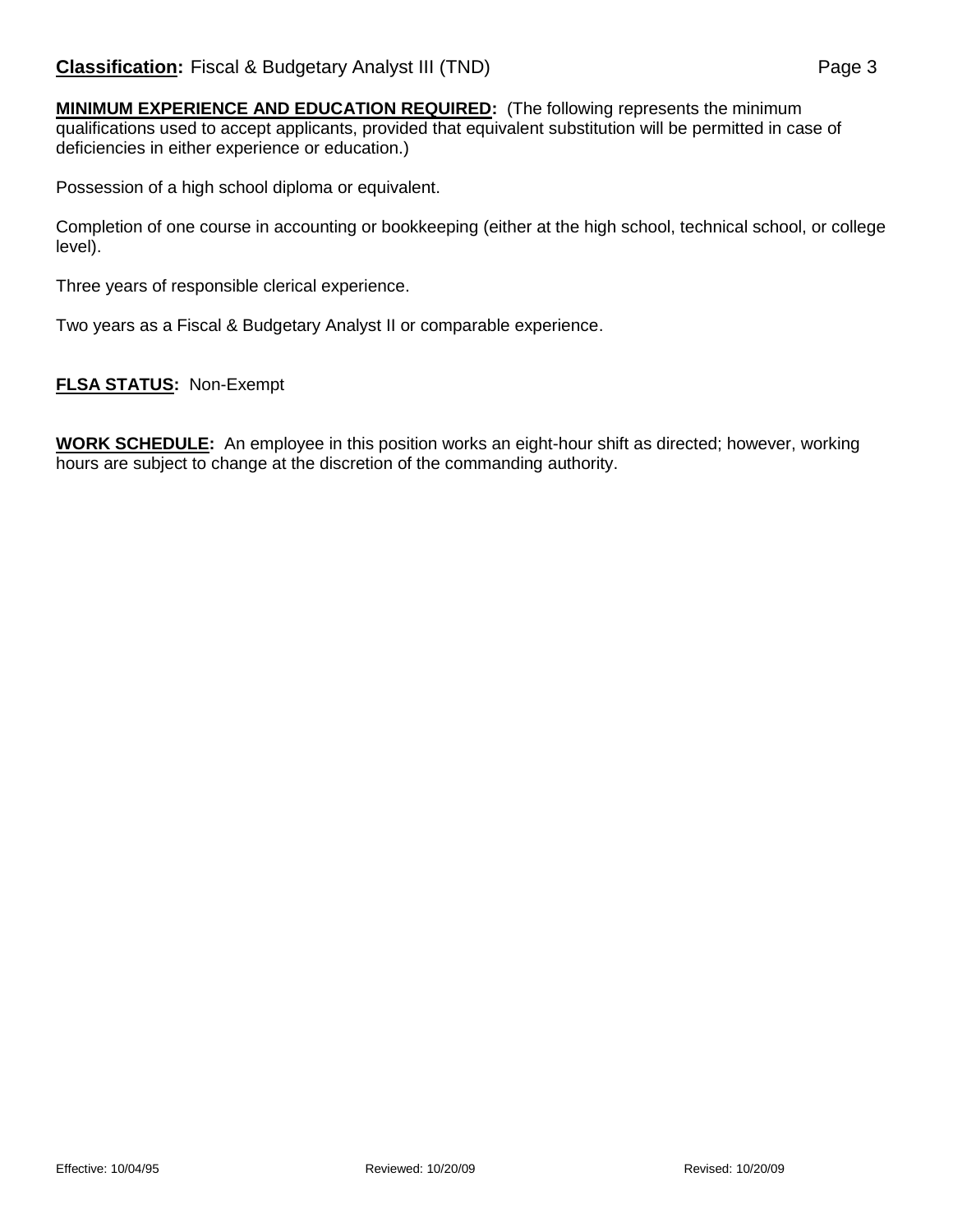**MINIMUM EXPERIENCE AND EDUCATION REQUIRED:** (The following represents the minimum qualifications used to accept applicants, provided that equivalent substitution will be permitted in case of deficiencies in either experience or education.)

Possession of a high school diploma or equivalent.

Completion of one course in accounting or bookkeeping (either at the high school, technical school, or college level).

Three years of responsible clerical experience.

Two years as a Fiscal & Budgetary Analyst II or comparable experience.

**FLSA STATUS:** Non-Exempt

**WORK SCHEDULE:** An employee in this position works an eight-hour shift as directed; however, working hours are subject to change at the discretion of the commanding authority.